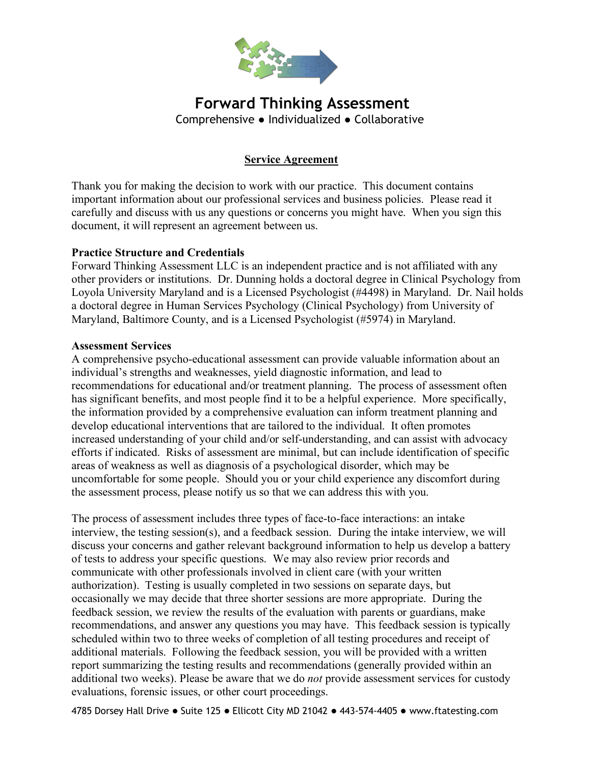# Forward Thinking Assessment

Comprehensive ● Individualized ● Collaborative

## Service Agreement

Thank you for making the decision to work with our practice. This document contains important information about our professional services and business policies. Please read it carefully and discuss with us any questions or concerns you might have. When you sign this document, it will represent an agreement between us.

**Practice Structure and Credentials**

Forward Thinking Assessment LLC is an independent practice and is not affiliated with any other providers or institutions. Dr. Dunning holds a doctoral degree in Clinical Psychology from Loyola University Maryland and is a Licensed Psychologist (#4498) in Maryland. Dr. Nail holds a doctoral degree in Human Services Psychology (Clinical Psychology) from University of Maryland, Baltimore County, and is a Licensed Psychologist (#5974) in Maryland.

**Assessment Services**

A comprehensive psycho-educational assessment can provide valuable information about an individual's strengths and weaknesses, yield diagnostic information, and lead to recommendations for educational and/or treatment planning. The process of assessment often has significant benefits, and most people find it to be a helpful experience. More specifically, the information provided by a comprehensive evaluation can inform treatment planning and develop educational interventions that are tailored to the individual. It often promotes increased understanding of your child and/or self-understanding, and can assist with advocacy efforts if indicated. Risks of assessment are minimal, but can include identification of specific areas of weakness as well as diagnosis of a psychological disorder, which may be uncomfortable for some people. Should you or your child experience any discomfort during the assessment process, please notify us so that we can address this with you.

The process of assessment includes three types of face-to-face interactions: an intake interview, the testing session(s), and a feedback session. During the intake interview, we will discuss your concerns and gather relevant background information to help us develop a battery of tests to address your specific questions. We may also review prior records and communicate with other professionals involved in client care (with your written authorization). Testing is usually completed in two sessions on separate days, but occasionally we may decide that three shorter sessions are more appropriate. During the feedback session, we review the results of the evaluation with parents or guardians, make recommendations, and answer any questions you may have. This feedback session is typically scheduled within two to three weeks of completion of all testing procedures and receipt of additional materials. Following the feedback session, you will be provided with a written report summarizing the testing results and recommendations (generally provided within an additional two weeks). Please be aware that we do *not* provide assessment services for custody evaluations, forensic issues, or other court proceedings.

4785 Dorsey Hall Drive ● Suite 125 ● Ellicott City MD 21042 ● 443-574-4405 ● www.ftatesting.com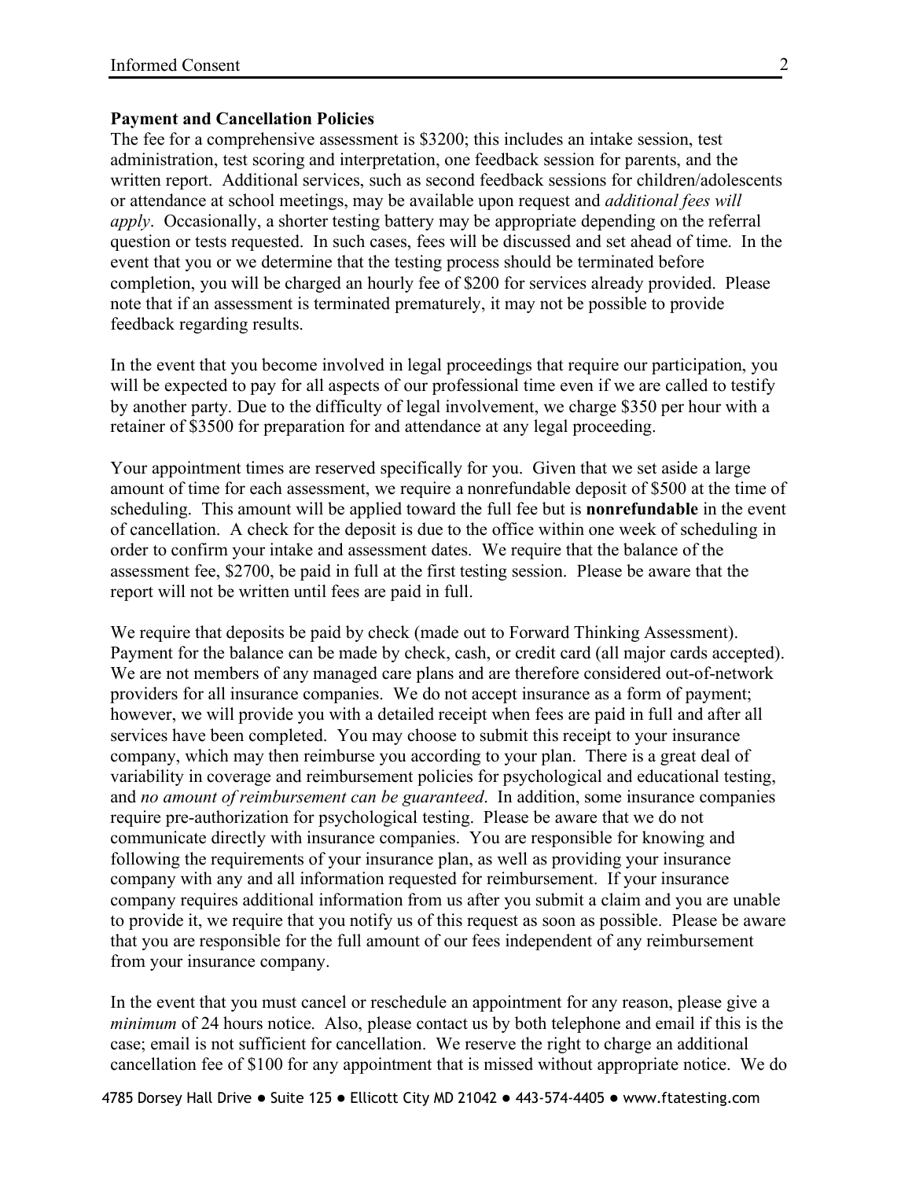**Payment and Cancellation Policies**

The fee for a comprehensive assessment is $3200; this includes an intake session, test administration, test scoring and interpretation, one feedback session for parents, and the written report. Additional services, such as second feedback sessions for children/adolescents or attendance at school meetings, may be available upon request and *additional fees will apply*. Occasionally, a shorter testing battery may be appropriate depending on the referral question or tests requested. In such cases, fees will be discussed and set ahead of time. In the event that you or we determine that the testing process should be terminated before completion, you will be charged an hourly fee of $200 for services already provided. Please note that if an assessment is terminated prematurely, it may not be possible to provide feedback regarding results.

In the event that you become involved in legal proceedings that require our participation, you will be expected to pay for all aspects of our professional time even if we are called to testify by another party. Due to the difficulty of legal involvement, we charge $350 per hour with a retainer of $3500 for preparation for and attendance at any legal proceeding.

Your appointment times are reserved specifically for you. Given that we set aside a large amount of time for each assessment, we require a nonrefundable deposit of $500 at the time of scheduling. This amount will be applied toward the full fee but is **nonrefundable** in the event of cancellation. A check for the deposit is due to the office within one week of scheduling in order to confirm your intake and assessment dates. We require that the balance of the assessment fee, $2700, be paid in full at the first testing session. Please be aware that the report will not be written until fees are paid in full.

We require that deposits be paid by check (made out to Forward Thinking Assessment). Payment for the balance can be made by check, cash, or credit card (all major cards accepted). We are not members of any managed care plans and are therefore considered out-of-network providers for all insurance companies. We do not accept insurance as a form of payment; however, we will provide you with a detailed receipt when fees are paid in full and after all services have been completed. You may choose to submit this receipt to your insurance company, which may then reimburse you according to your plan. There is a great deal of variability in coverage and reimbursement policies for psychological and educational testing, and *no amount of reimbursement can be guaranteed*. In addition, some insurance companies require pre-authorization for psychological testing. Please be aware that we do not communicate directly with insurance companies. You are responsible for knowing and following the requirements of your insurance plan, as well as providing your insurance company with any and all information requested for reimbursement. If your insurance company requires additional information from us after you submit a claim and you are unable to provide it, we require that you notify us of this request as soon as possible. Please be aware that you are responsible for the full amount of our fees independent of any reimbursement from your insurance company.

In the event that you must cancel or reschedule an appointment for any reason, please give a *minimum* of 24 hours notice. Also, please contact us by both telephone and email if this is the case; email is not sufficient for cancellation. We reserve the right to charge an additional cancellation fee of $100 for any appointment that is missed without appropriate notice. We do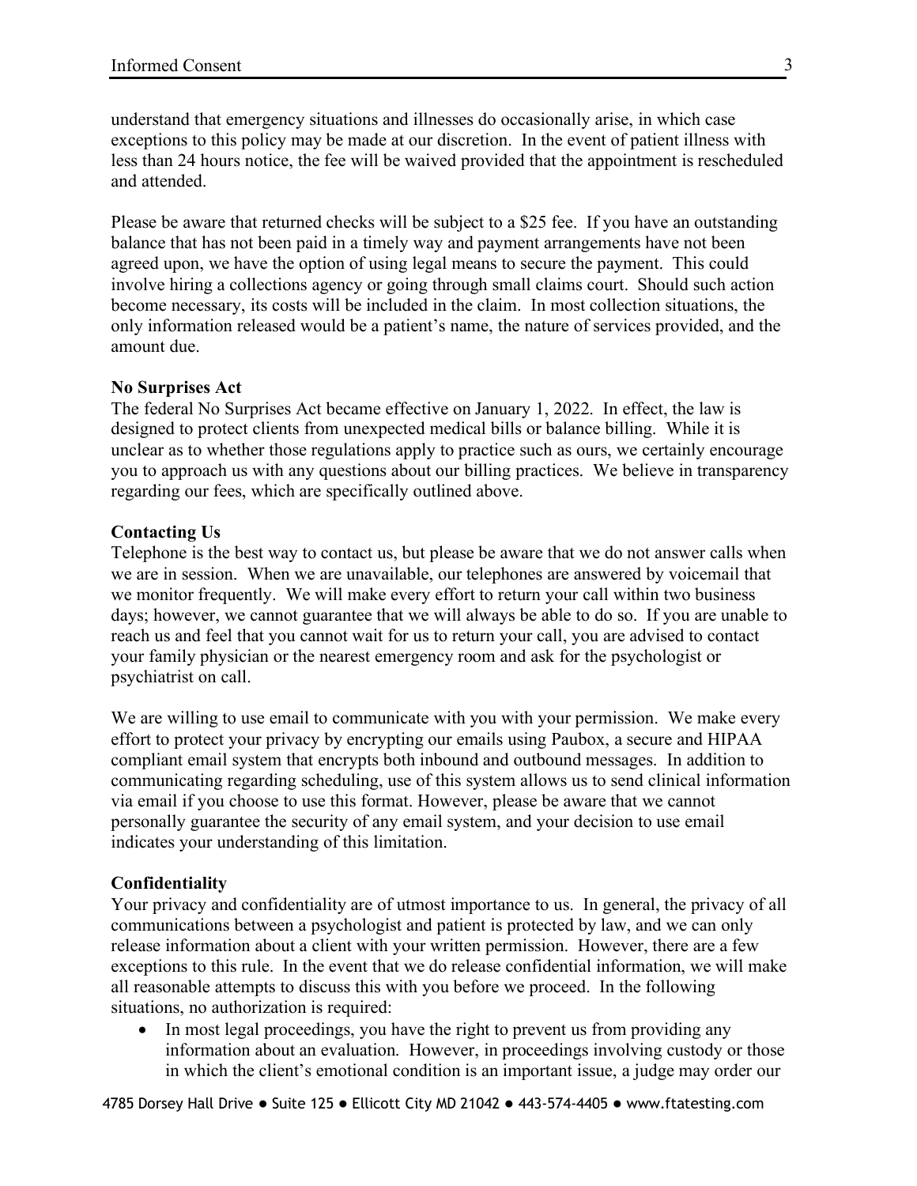understand that emergency situations and illnesses do occasionally arise, in which case exceptions to this policy may be made at our discretion. In the event of patient illness with less than 24 hours notice, the fee will be waived provided that the appointment is rescheduled and attended.

Please be aware that returned checks will be subject to a $25 fee. If you have an outstanding balance that has not been paid in a timely way and payment arrangements have not been agreed upon, we have the option of using legal means to secure the payment. This could involve hiring a collections agency or going through small claims court. Should such action become necessary, its costs will be included in the claim. In most collection situations, the only information released would be a patient's name, the nature of services provided, and the amount due.

**No Surprises Act**

The federal No Surprises Act became effective on January 1, 2022. In effect, the law is designed to protect clients from unexpected medical bills or balance billing. While it is unclear as to whether those regulations apply to practice such as ours, we certainly encourage you to approach us with any questions about our billing practices. We believe in transparency regarding our fees, which are specifically outlined above.

**Contacting Us**

Telephone is the best way to contact us, but please be aware that we do not answer calls when we are in session. When we are unavailable, our telephones are answered by voicemail that we monitor frequently. We will make every effort to return your call within two business days; however, we cannot guarantee that we will always be able to do so. If you are unable to reach us and feel that you cannot wait for us to return your call, you are advised to contact your family physician or the nearest emergency room and ask for the psychologist or psychiatrist on call.

We are willing to use email to communicate with you with your permission. We make every effort to protect your privacy by encrypting our emails using Paubox, a secure and HIPAA compliant email system that encrypts both inbound and outbound messages. In addition to communicating regarding scheduling, use of this system allows us to send clinical information via email if you choose to use this format. However, please be aware that we cannot personally guarantee the security of any email system, and your decision to use email indicates your understanding of this limitation.

**Confidentiality**

Your privacy and confidentiality are of utmost importance to us. In general, the privacy of all communications between a psychologist and patient is protected by law, and we can only release information about a client with your written permission. However, there are a few exceptions to this rule. In the event that we do release confidential information, we will make all reasonable attempts to discuss this with you before we proceed. In the following situations, no authorization is required:

- In most legal proceedings, you have the right to prevent us from providing any information about an evaluation. However, in proceedings involving custody or those in which the client's emotional condition is an important issue, a judge may order our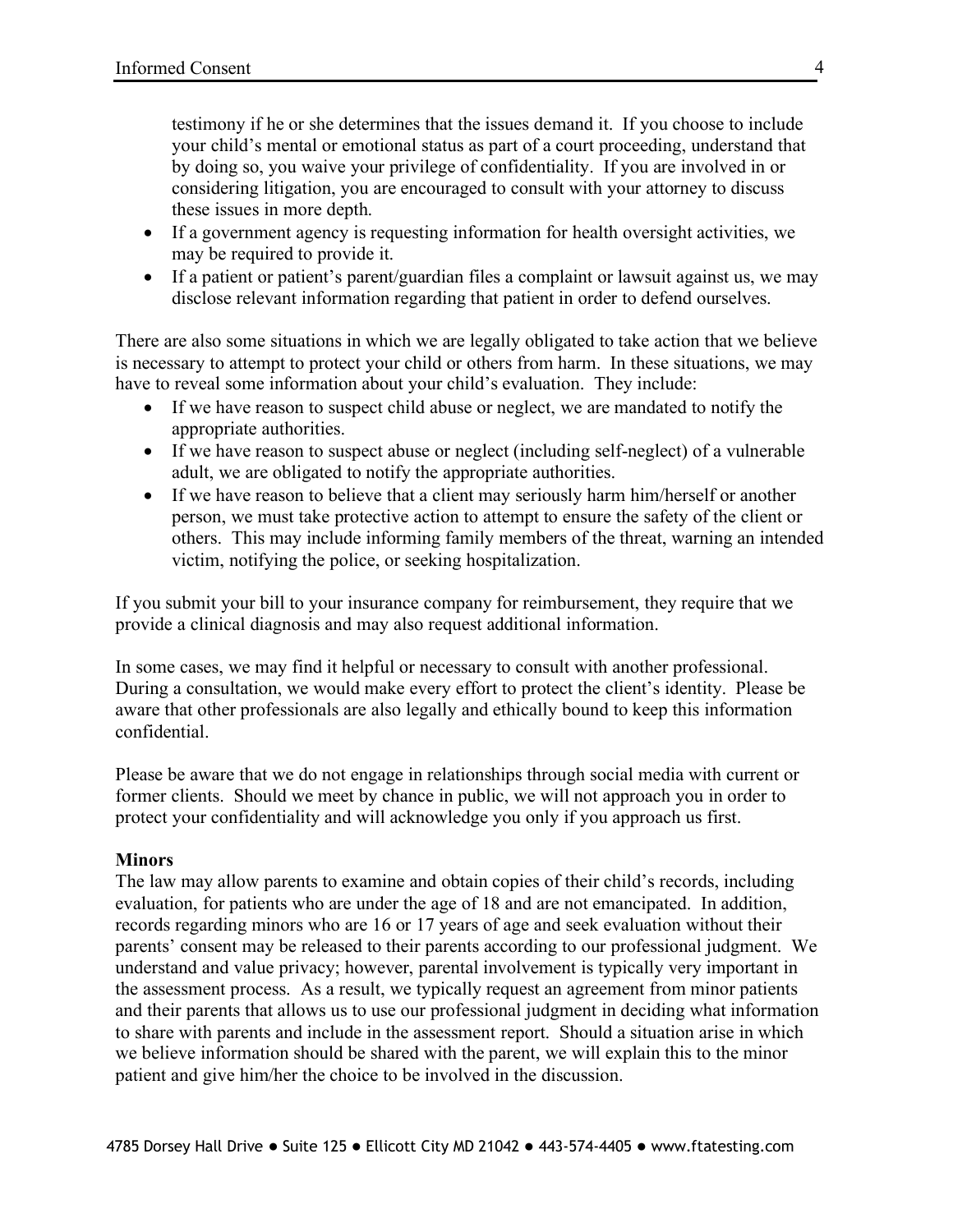testimony if he or she determines that the issues demand it. If you choose to include your child's mental or emotional status as part of a court proceeding, understand that by doing so, you waive your privilege of confidentiality. If you are involved in or considering litigation, you are encouraged to consult with your attorney to discuss these issues in more depth.

- If a government agency is requesting information for health oversight activities, we may be required to provide it.
- If a patient or patient's parent/guardian files a complaint or lawsuit against us, we may disclose relevant information regarding that patient in order to defend ourselves.

There are also some situations in which we are legally obligated to take action that we believe is necessary to attempt to protect your child or others from harm. In these situations, we may have to reveal some information about your child's evaluation. They include:

- If we have reason to suspect child abuse or neglect, we are mandated to notify the appropriate authorities.
- If we have reason to suspect abuse or neglect (including self-neglect) of a vulnerable adult, we are obligated to notify the appropriate authorities.
- If we have reason to believe that a client may seriously harm him/herself or another person, we must take protective action to attempt to ensure the safety of the client or others. This may include informing family members of the threat, warning an intended victim, notifying the police, or seeking hospitalization.

If you submit your bill to your insurance company for reimbursement, they require that we provide a clinical diagnosis and may also request additional information.

In some cases, we may find it helpful or necessary to consult with another professional. During a consultation, we would make every effort to protect the client's identity. Please be aware that other professionals are also legally and ethically bound to keep this information confidential.

Please be aware that we do not engage in relationships through social media with current or former clients. Should we meet by chance in public, we will not approach you in order to protect your confidentiality and will acknowledge you only if you approach us first.

**Minors**

The law may allow parents to examine and obtain copies of their child's records, including evaluation, for patients who are under the age of 18 and are not emancipated. In addition, records regarding minors who are 16 or 17 years of age and seek evaluation without their parents' consent may be released to their parents according to our professional judgment. We understand and value privacy; however, parental involvement is typically very important in the assessment process. As a result, we typically request an agreement from minor patients and their parents that allows us to use our professional judgment in deciding what information to share with parents and include in the assessment report. Should a situation arise in which we believe information should be shared with the parent, we will explain this to the minor patient and give him/her the choice to be involved in the discussion.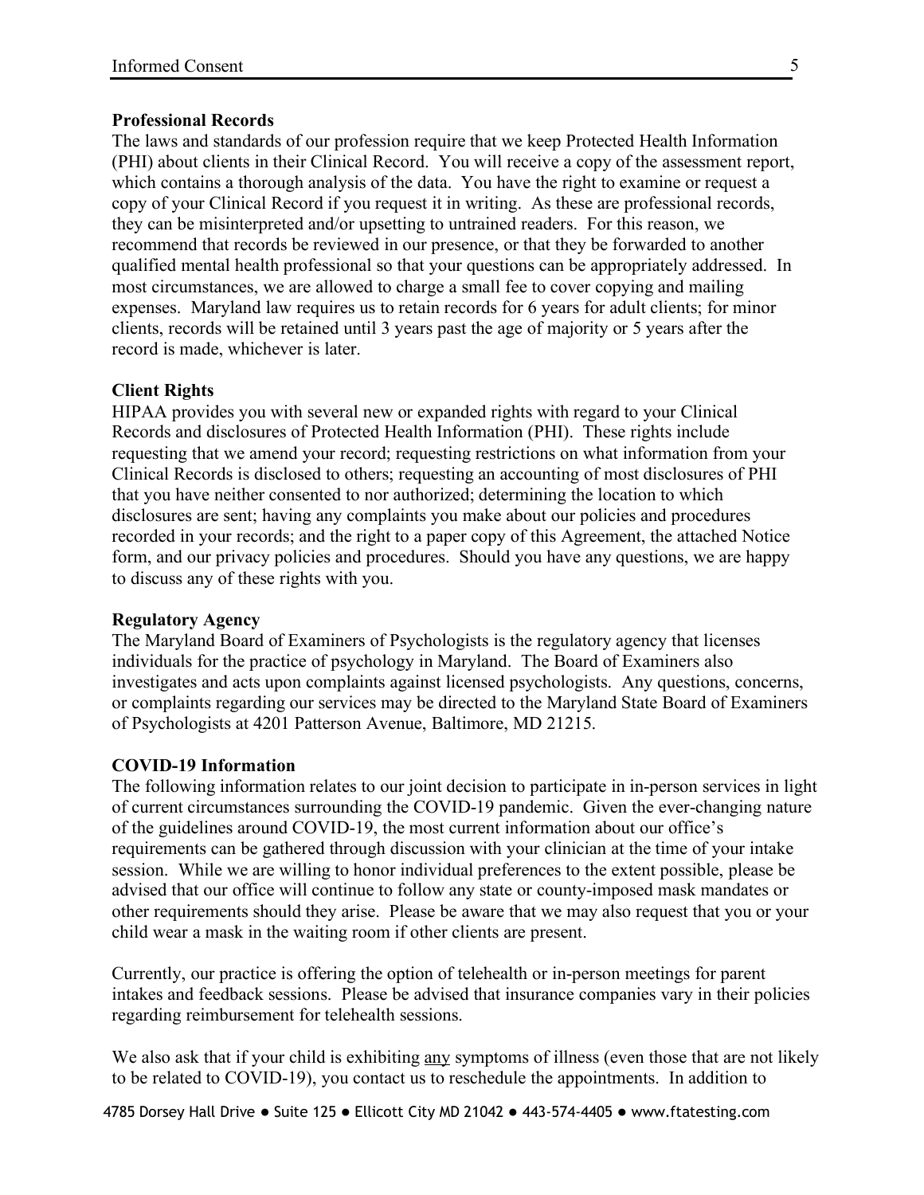### Professional Records

The laws and standards of our profession require that we keep Protected Health Information (PHI) about clients in their Clinical Record. You will receive a copy of the assessment report, which contains a thorough analysis of the data. You have the right to examine or request a copy of your Clinical Record if you request it in writing. As these are professional records, they can be misinterpreted and/or upsetting to untrained readers. For this reason, we recommend that records be reviewed in our presence, or that they be forwarded to another qualified mental health professional so that your questions can be appropriately addressed. In most circumstances, we are allowed to charge a small fee to cover copying and mailing expenses. Maryland law requires us to retain records for 6 years for adult clients; for minor clients, records will be retained until 3 years past the age of majority or 5 years after the record is made, whichever is later.

### Client Rights

HIPAA provides you with several new or expanded rights with regard to your Clinical Records and disclosures of Protected Health Information (PHI). These rights include requesting that we amend your record; requesting restrictions on what information from your Clinical Records is disclosed to others; requesting an accounting of most disclosures of PHI that you have neither consented to nor authorized; determining the location to which disclosures are sent; having any complaints you make about our policies and procedures recorded in your records; and the right to a paper copy of this Agreement, the attached Notice form, and our privacy policies and procedures. Should you have any questions, we are happy to discuss any of these rights with you.

### Regulatory Agency

The Maryland Board of Examiners of Psychologists is the regulatory agency that licenses individuals for the practice of psychology in Maryland. The Board of Examiners also investigates and acts upon complaints against licensed psychologists. Any questions, concerns, or complaints regarding our services may be directed to the Maryland State Board of Examiners of Psychologists at 4201 Patterson Avenue, Baltimore, MD 21215.

### COVID-19 Information

The following information relates to our joint decision to participate in in-person services in light of current circumstances surrounding the COVID-19 pandemic. Given the ever-changing nature of the guidelines around COVID-19, the most current information about our office's requirements can be gathered through discussion with your clinician at the time of your intake session. While we are willing to honor individual preferences to the extent possible, please be advised that our office will continue to follow any state or county-imposed mask mandates or other requirements should they arise. Please be aware that we may also request that you or your child wear a mask in the waiting room if other clients are present.

Currently, our practice is offering the option of telehealth or in-person meetings for parent intakes and feedback sessions. Please be advised that insurance companies vary in their policies regarding reimbursement for telehealth sessions.

We also ask that if your child is exhibiting any symptoms of illness (even those that are not likely to be related to COVID-19), you contact us to reschedule the appointments. In addition to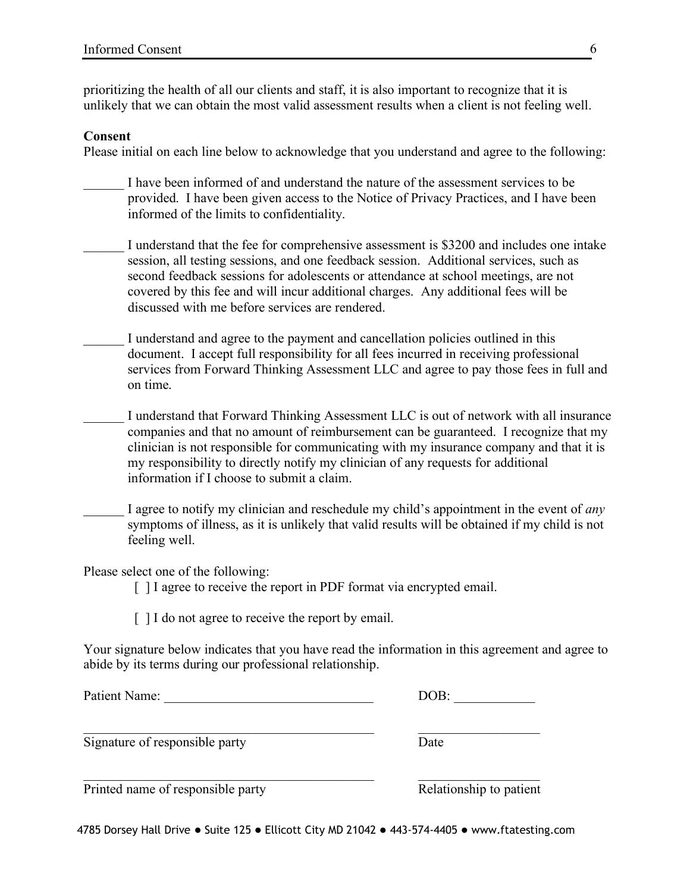prioritizing the health of all our clients and staff, it is also important to recognize that it is unlikely that we can obtain the most valid assessment results when a client is not feeling well.

**Consent**

Please initial on each line below to acknowledge that you understand and agree to the following:

______ I have been informed of and understand the nature of the assessment services to be provided. I have been given access to the Notice of Privacy Practices, and I have been informed of the limits to confidentiality.

______ I understand that the fee for comprehensive assessment is $3200 and includes one intake session, all testing sessions, and one feedback session. Additional services, such as second feedback sessions for adolescents or attendance at school meetings, are not covered by this fee and will incur additional charges. Any additional fees will be discussed with me before services are rendered.

______ I understand and agree to the payment and cancellation policies outlined in this document. I accept full responsibility for all fees incurred in receiving professional services from Forward Thinking Assessment LLC and agree to pay those fees in full and on time.

______ I understand that Forward Thinking Assessment LLC is out of network with all insurance companies and that no amount of reimbursement can be guaranteed. I recognize that my clinician is not responsible for communicating with my insurance company and that it is my responsibility to directly notify my clinician of any requests for additional information if I choose to submit a claim.

______ I agree to notify my clinician and reschedule my child's appointment in the event of *any* symptoms of illness, as it is unlikely that valid results will be obtained if my child is not feeling well.

Please select one of the following:

[ ] I agree to receive the report in PDF format via encrypted email.

[ ] I do not agree to receive the report by email.

Your signature below indicates that you have read the information in this agreement and agree to abide by its terms during our professional relationship.

Patient Name: _______________________________ DOB: ____________

_____________________________________________ __________________
Signature of responsible party Date

_____________________________________________ __________________
Printed name of responsible party Relationship to patient

4785 Dorsey Hall Drive ● Suite 125 ● Ellicott City MD 21042 ● 443-574-4405 ● www.ftatesting.com